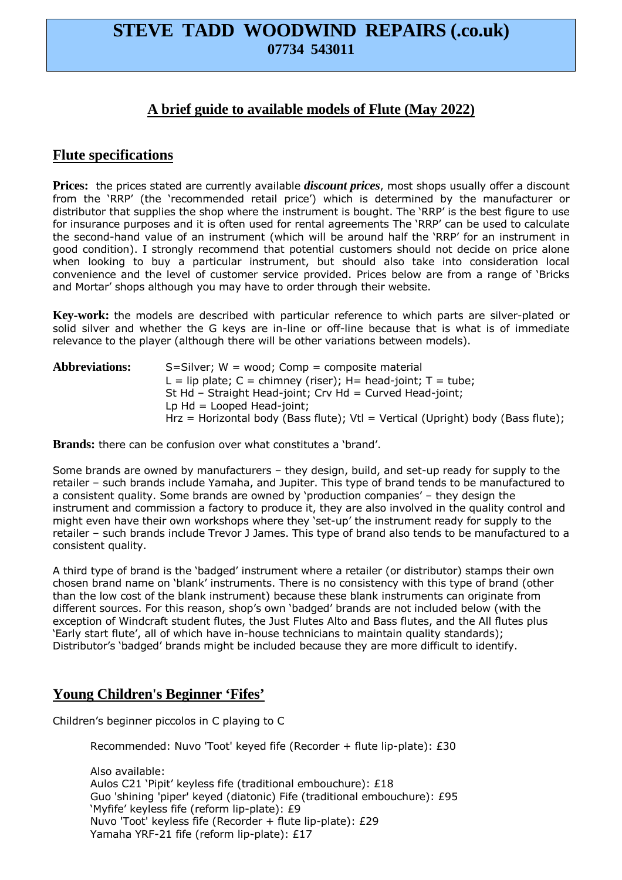# STEVE TADD WOODWIND REPAIRS (.co.uk)
**07734 543011**

## A brief guide to available models of Flute (May 2022)

## Flute specifications

**Prices:** the prices stated are currently available ***discount prices***, most shops usually offer a discount from the 'RRP' (the 'recommended retail price') which is determined by the manufacturer or distributor that supplies the shop where the instrument is bought. The 'RRP' is the best figure to use for insurance purposes and it is often used for rental agreements The 'RRP' can be used to calculate the second-hand value of an instrument (which will be around half the 'RRP' for an instrument in good condition). I strongly recommend that potential customers should not decide on price alone when looking to buy a particular instrument, but should also take into consideration local convenience and the level of customer service provided. Prices below are from a range of 'Bricks and Mortar' shops although you may have to order through their website.

**Key-work:** the models are described with particular reference to which parts are silver-plated or solid silver and whether the G keys are in-line or off-line because that is what is of immediate relevance to the player (although there will be other variations between models).

**Abbreviations:**
S=Silver; W = wood; Comp = composite material
L = lip plate; C = chimney (riser); H= head-joint; T = tube;
St Hd – Straight Head-joint; Crv Hd = Curved Head-joint;
Lp Hd = Looped Head-joint;
Hrz = Horizontal body (Bass flute); Vtl = Vertical (Upright) body (Bass flute);

**Brands:** there can be confusion over what constitutes a 'brand'.

Some brands are owned by manufacturers – they design, build, and set-up ready for supply to the retailer – such brands include Yamaha, and Jupiter. This type of brand tends to be manufactured to a consistent quality. Some brands are owned by 'production companies' – they design the instrument and commission a factory to produce it, they are also involved in the quality control and might even have their own workshops where they 'set-up' the instrument ready for supply to the retailer – such brands include Trevor J James. This type of brand also tends to be manufactured to a consistent quality.

A third type of brand is the 'badged' instrument where a retailer (or distributor) stamps their own chosen brand name on 'blank' instruments. There is no consistency with this type of brand (other than the low cost of the blank instrument) because these blank instruments can originate from different sources. For this reason, shop's own 'badged' brands are not included below (with the exception of Windcraft student flutes, the Just Flutes Alto and Bass flutes, and the All flutes plus 'Early start flute', all of which have in-house technicians to maintain quality standards); Distributor's 'badged' brands might be included because they are more difficult to identify.

## Young Children's Beginner 'Fifes'

Children's beginner piccolos in C playing to C

Recommended: Nuvo 'Toot' keyed fife (Recorder + flute lip-plate): £30

Also available:
Aulos C21 'Pipit' keyless fife (traditional embouchure): £18
Guo 'shining 'piper' keyed (diatonic) Fife (traditional embouchure): £95
'Myfife' keyless fife (reform lip-plate): £9
Nuvo 'Toot' keyless fife (Recorder + flute lip-plate): £29
Yamaha YRF-21 fife (reform lip-plate): £17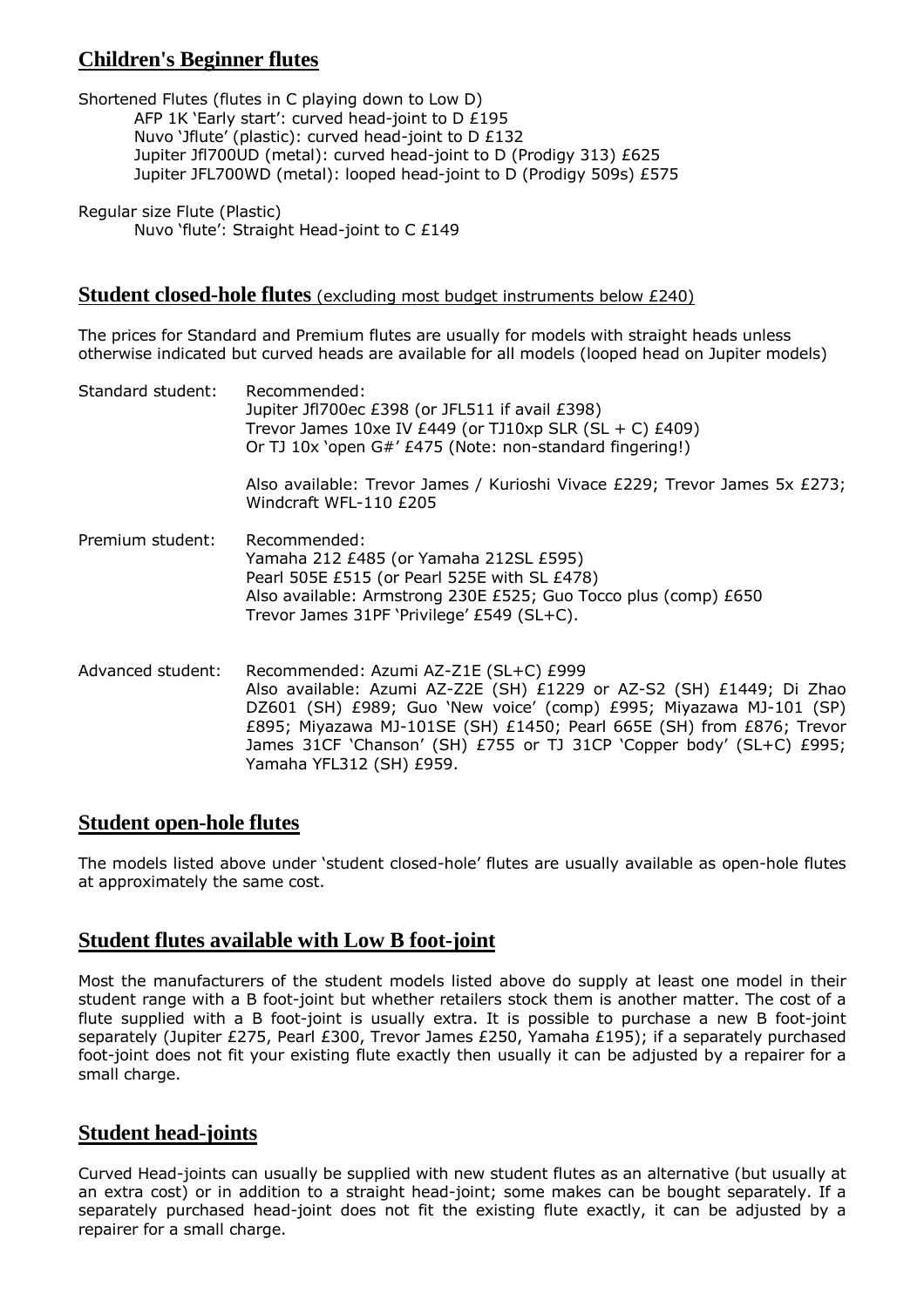## Children's Beginner flutes

Shortened Flutes (flutes in C playing down to Low D)

- AFP 1K 'Early start': curved head-joint to D £195
- Nuvo 'Jflute' (plastic): curved head-joint to D £132
- Jupiter Jfl700UD (metal): curved head-joint to D (Prodigy 313) £625
- Jupiter JFL700WD (metal): looped head-joint to D (Prodigy 509s) £575

Regular size Flute (Plastic)

- Nuvo 'flute': Straight Head-joint to C £149

## Student closed-hole flutes (excluding most budget instruments below £240)

The prices for Standard and Premium flutes are usually for models with straight heads unless otherwise indicated but curved heads are available for all models (looped head on Jupiter models)

**Standard student:** Recommended:
Jupiter Jfl700ec £398 (or JFL511 if avail £398)
Trevor James 10xe IV £449 (or TJ10xp SLR (SL + C) £409)
Or TJ 10x 'open G#' £475 (Note: non-standard fingering!)

Also available: Trevor James / Kurioshi Vivace £229; Trevor James 5x £273; Windcraft WFL-110 £205

**Premium student:** Recommended:
Yamaha 212 £485 (or Yamaha 212SL £595)
Pearl 505E £515 (or Pearl 525E with SL £478)
Also available: Armstrong 230E £525; Guo Tocco plus (comp) £650
Trevor James 31PF 'Privilege' £549 (SL+C).

**Advanced student:** Recommended: Azumi AZ-Z1E (SL+C) £999
Also available: Azumi AZ-Z2E (SH) £1229 or AZ-S2 (SH) £1449; Di Zhao DZ601 (SH) £989; Guo 'New voice' (comp) £995; Miyazawa MJ-101 (SP) £895; Miyazawa MJ-101SE (SH) £1450; Pearl 665E (SH) from £876; Trevor James 31CF 'Chanson' (SH) £755 or TJ 31CP 'Copper body' (SL+C) £995; Yamaha YFL312 (SH) £959.

## Student open-hole flutes

The models listed above under 'student closed-hole' flutes are usually available as open-hole flutes at approximately the same cost.

## Student flutes available with Low B foot-joint

Most the manufacturers of the student models listed above do supply at least one model in their student range with a B foot-joint but whether retailers stock them is another matter. The cost of a flute supplied with a B foot-joint is usually extra. It is possible to purchase a new B foot-joint separately (Jupiter £275, Pearl £300, Trevor James £250, Yamaha £195); if a separately purchased foot-joint does not fit your existing flute exactly then usually it can be adjusted by a repairer for a small charge.

## Student head-joints

Curved Head-joints can usually be supplied with new student flutes as an alternative (but usually at an extra cost) or in addition to a straight head-joint; some makes can be bought separately. If a separately purchased head-joint does not fit the existing flute exactly, it can be adjusted by a repairer for a small charge.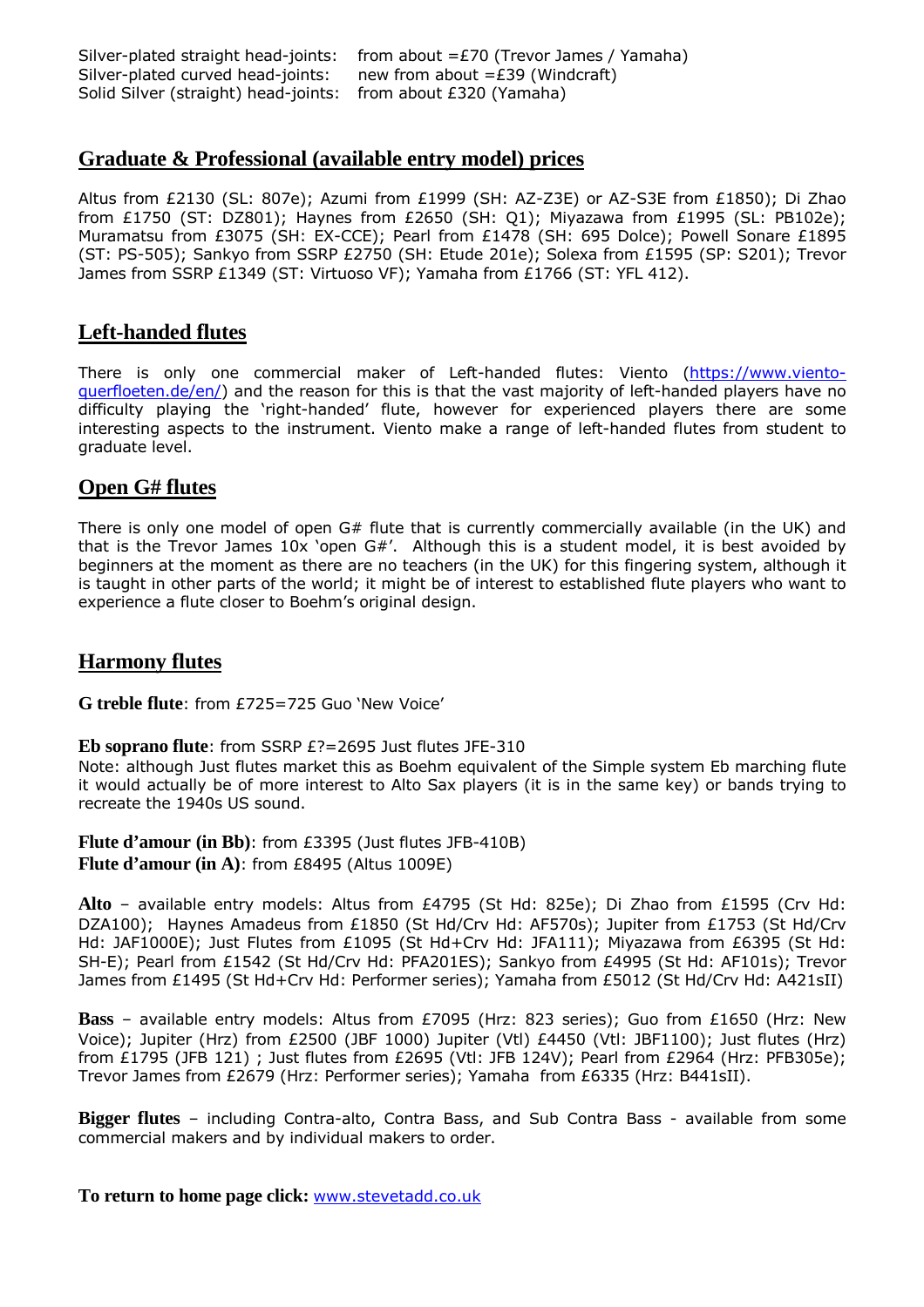Silver-plated straight head-joints: from about =£70 (Trevor James / Yamaha)
Silver-plated curved head-joints: new from about =£39 (Windcraft)
Solid Silver (straight) head-joints: from about £320 (Yamaha)

## Graduate & Professional (available entry model) prices

Altus from £2130 (SL: 807e); Azumi from £1999 (SH: AZ-Z3E) or AZ-S3E from £1850); Di Zhao from £1750 (ST: DZ801); Haynes from £2650 (SH: Q1); Miyazawa from £1995 (SL: PB102e); Muramatsu from £3075 (SH: EX-CCE); Pearl from £1478 (SH: 695 Dolce); Powell Sonare £1895 (ST: PS-505); Sankyo from SSRP £2750 (SH: Etude 201e); Solexa from £1595 (SP: S201); Trevor James from SSRP £1349 (ST: Virtuoso VF); Yamaha from £1766 (ST: YFL 412).

## Left-handed flutes

There is only one commercial maker of Left-handed flutes: Viento (https://www.viento-querfloeten.de/en/) and the reason for this is that the vast majority of left-handed players have no difficulty playing the 'right-handed' flute, however for experienced players there are some interesting aspects to the instrument. Viento make a range of left-handed flutes from student to graduate level.

## Open G# flutes

There is only one model of open G# flute that is currently commercially available (in the UK) and that is the Trevor James 10x 'open G#'. Although this is a student model, it is best avoided by beginners at the moment as there are no teachers (in the UK) for this fingering system, although it is taught in other parts of the world; it might be of interest to established flute players who want to experience a flute closer to Boehm's original design.

## Harmony flutes

**G treble flute**: from £725=725 Guo 'New Voice'

**Eb soprano flute**: from SSRP £?=2695 Just flutes JFE-310
Note: although Just flutes market this as Boehm equivalent of the Simple system Eb marching flute it would actually be of more interest to Alto Sax players (it is in the same key) or bands trying to recreate the 1940s US sound.

**Flute d'amour (in Bb)**: from £3395 (Just flutes JFB-410B)
**Flute d'amour (in A)**: from £8495 (Altus 1009E)

**Alto** – available entry models: Altus from £4795 (St Hd: 825e); Di Zhao from £1595 (Crv Hd: DZA100); Haynes Amadeus from £1850 (St Hd/Crv Hd: AF570s); Jupiter from £1753 (St Hd/Crv Hd: JAF1000E); Just Flutes from £1095 (St Hd+Crv Hd: JFA111); Miyazawa from £6395 (St Hd: SH-E); Pearl from £1542 (St Hd/Crv Hd: PFA201ES); Sankyo from £4995 (St Hd: AF101s); Trevor James from £1495 (St Hd+Crv Hd: Performer series); Yamaha from £5012 (St Hd/Crv Hd: A421sII)

**Bass** – available entry models: Altus from £7095 (Hrz: 823 series); Guo from £1650 (Hrz: New Voice); Jupiter (Hrz) from £2500 (JBF 1000) Jupiter (Vtl) £4450 (Vtl: JBF1100); Just flutes (Hrz) from £1795 (JFB 121) ; Just flutes from £2695 (Vtl: JFB 124V); Pearl from £2964 (Hrz: PFB305e); Trevor James from £2679 (Hrz: Performer series); Yamaha from £6335 (Hrz: B441sII).

**Bigger flutes** – including Contra-alto, Contra Bass, and Sub Contra Bass - available from some commercial makers and by individual makers to order.

**To return to home page click:** www.stevetadd.co.uk